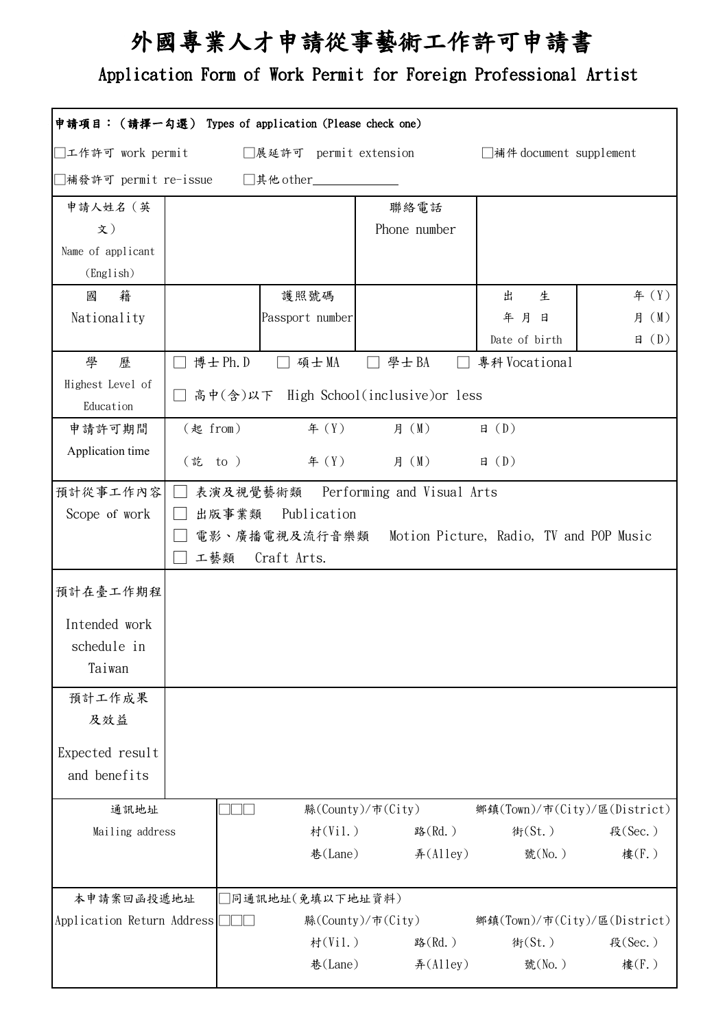# 外國專業人才申請從事藝術工作許可申請書

## Application Form of Work Permit for Foreign Professional Artist

| 申請項目：（請擇一勾選） Types of application (Please check one) | | | | | |
|---|---|---|---|---|---|
| □工作許可 work permit □展延許可 permit extension □補件 document supplement □補發許可 permit re-issue □其他 other____________ | | | | | |
| 申請人姓名（英文） Name of applicant (English) | | | 聯絡電話 Phone number | | |
| 國籍 Nationality | | 護照號碼 Passport number | | 出生年月日 Date of birth | 年(Y) 月(M) 日(D) |
| 學歷 Highest Level of Education | □ 博士 Ph.D □ 碩士 MA □ 學士 BA □ 專科 Vocational □ 高中(含)以下 High School(inclusive)or less | | | | |
| 申請許可期間 Application time | (起 from) 年(Y) 月(M) 日(D) (迄 to) 年(Y) 月(M) 日(D) | | | | |
| 預計從事工作內容 Scope of work | □ 表演及視覺藝術類 Performing and Visual Arts □ 出版事業類 Publication □ 電影、廣播電視及流行音樂類 Motion Picture, Radio, TV and POP Music □ 工藝類 Craft Arts. | | | | |
| 預計在臺工作期程 Intended work schedule in Taiwan | | | | | |
| 預計工作成果及效益 Expected result and benefits | | | | | |
| 通訊地址 Mailing address | □□□ 縣(County)/市(City) 鄉鎮(Town)/市(City)/區(District) 村(Vil.) 路(Rd.) 街(St.) 段(Sec.) 巷(Lane) 弄(Alley) 號(No.) 樓(F.) | | | | |
| 本申請案回函投遞地址 Application Return Address | □同通訊地址(免填以下地址資料) □□□ 縣(County)/市(City) 鄉鎮(Town)/市(City)/區(District) 村(Vil.) 路(Rd.) 街(St.) 段(Sec.) 巷(Lane) 弄(Alley) 號(No.) 樓(F.) | | | | |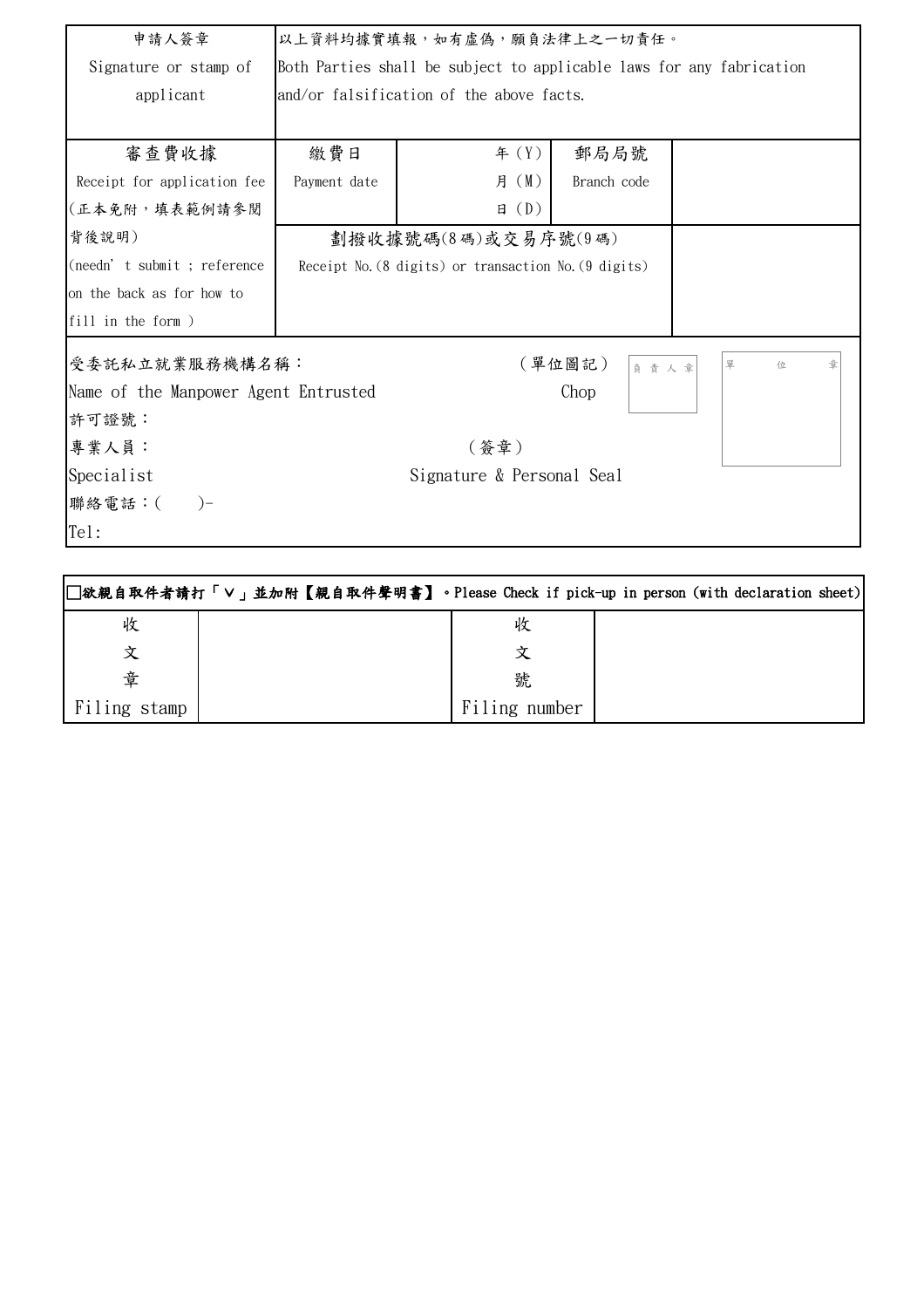| 申請人簽章<br>Signature or stamp of applicant | 以上資料均據實填報，如有虛偽，願負法律上之一切責任。<br>Both Parties shall be subject to applicable laws for any fabrication and/or falsification of the above facts. | | | |
|---|---|---|---|---|
| 審查費收據<br>Receipt for application fee<br>(正本免附，填表範例請參閱背後說明)<br>(needn' t submit ; reference on the back as for how to fill in the form ) | 繳費日<br>Payment date | 年 (Y)<br>月 (M)<br>日 (D) | 郵局局號<br>Branch code | |
| | 劃撥收據號碼(8碼)或交易序號(9碼)<br>Receipt No.(8 digits) or transaction No.(9 digits) | | | |

受委託私立就業服務機構名稱：　　　　　　　　　　　　（單位圖記）
Name of the Manpower Agent Entrusted　　　　　　　　　　Chop

負責人章　　單位章

許可證號：

專業人員：　　　　　　　　　　　　　（簽章）
Specialist　　　　　　　　　　Signature & Personal Seal

聯絡電話：(　　)-
Tel:

☐欲親自取件者請打「∨」並加附【親自取件聲明書】。Please Check if pick-up in person (with declaration sheet)

| 收文章<br>Filing stamp | | 收文號<br>Filing number | |
|---|---|---|---|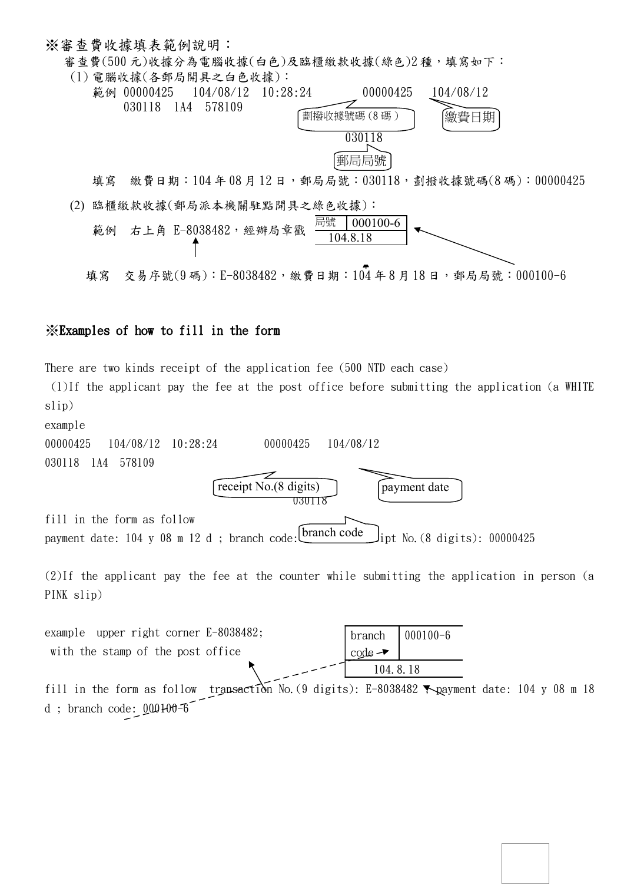※審查費收據填表範例說明：

審查費(500 元)收據分為電腦收據(白色)及臨櫃繳款收據(綠色)2 種，填寫如下：

(1) 電腦收據(各郵局開具之白色收據)：

範例 00000425　104/08/12　10:28:24　　　　00000425　104/08/12
030118　1A4　578109

劃撥收據號碼(8 碼)　　繳費日期

030118

郵局局號

填寫　繳費日期：104 年 08 月 12 日，郵局局號：030118，劃撥收據號碼(8 碼)：00000425

(2) 臨櫃繳款收據(郵局派本機關駐點開具之綠色收據)：

範例　右上角 E-8038482，經辦局章戳

| 局號 | 000100-6 |
|---|---|
| 104.8.18 | |

填寫　交易序號(9 碼)：E-8038482，繳費日期：104 年 8 月 18 日，郵局局號：000100-6

## ※Examples of how to fill in the form

There are two kinds receipt of the application fee (500 NTD each case)

(1)If the applicant pay the fee at the post office before submitting the application (a WHITE slip)

example

00000425　104/08/12　10:28:24　　　00000425　104/08/12
030118　1A4　578109

receipt No.(8 digits)　　payment date

030118

branch code

fill in the form as follow

payment date: 104 y 08 m 12 d ; branch code: 030118 ; receipt No.(8 digits): 00000425

(2)If the applicant pay the fee at the counter while submitting the application in person (a PINK slip)

example　upper right corner E-8038482;
with the stamp of the post office

| branch code | 000100-6 |
|---|---|
| 104.8.18 | |

fill in the form as follow　transaction No.(9 digits): E-8038482 ; payment date: 104 y 08 m 18 d ; branch code: 000100-6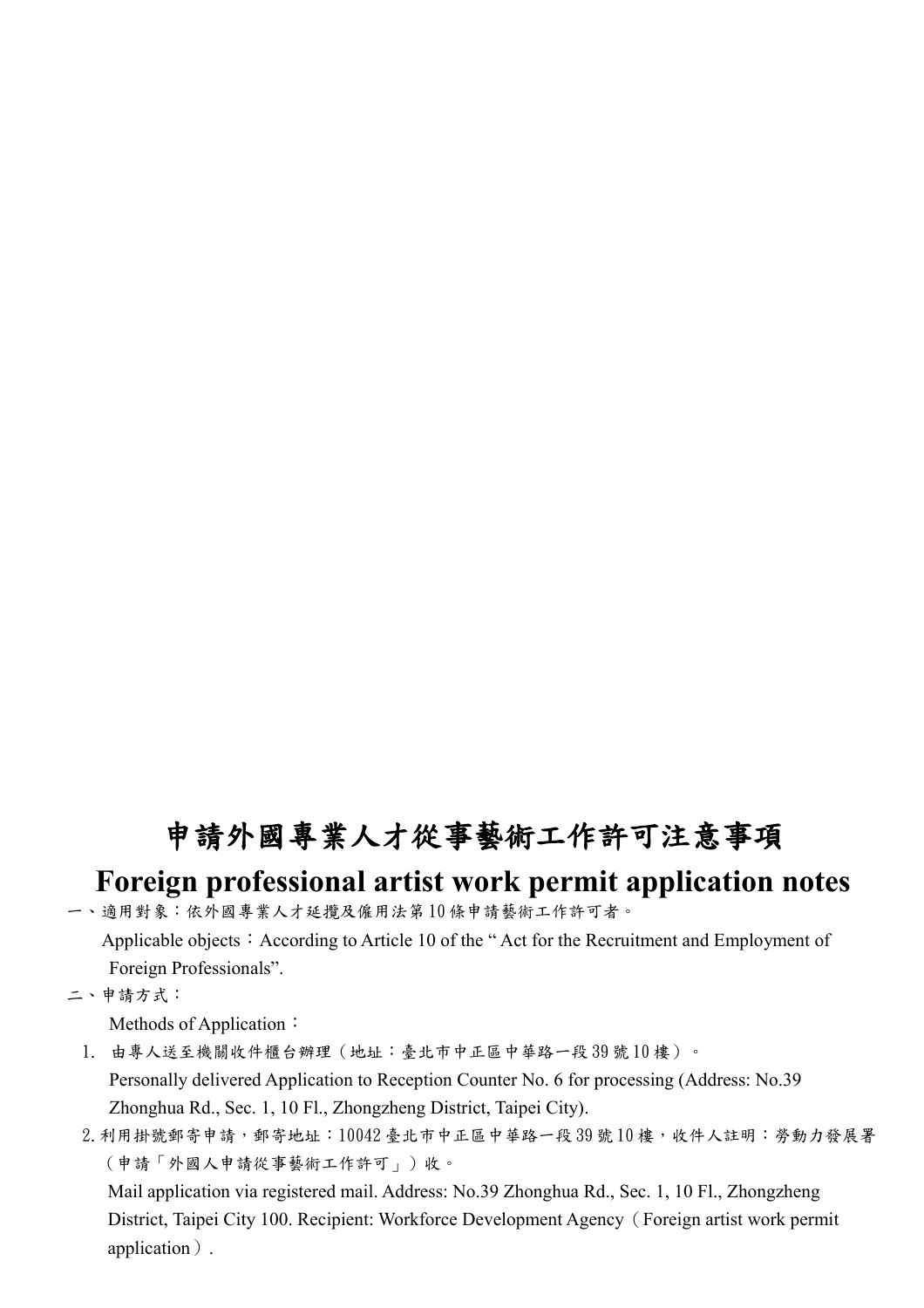# 申請外國專業人才從事藝術工作許可注意事項

# Foreign professional artist work permit application notes

一、適用對象：依外國專業人才延攬及僱用法第 10 條申請藝術工作許可者。

Applicable objects：According to Article 10 of the “ Act for the Recruitment and Employment of Foreign Professionals”.

二、申請方式：

Methods of Application：

1. 由專人送至機關收件櫃台辦理（地址：臺北市中正區中華路一段 39 號 10 樓）。

   Personally delivered Application to Reception Counter No. 6 for processing (Address: No.39 Zhonghua Rd., Sec. 1, 10 Fl., Zhongzheng District, Taipei City).

2. 利用掛號郵寄申請，郵寄地址：10042 臺北市中正區中華路一段 39 號 10 樓，收件人註明：勞動力發展署（申請「外國人申請從事藝術工作許可」）收。

   Mail application via registered mail. Address: No.39 Zhonghua Rd., Sec. 1, 10 Fl., Zhongzheng District, Taipei City 100. Recipient: Workforce Development Agency（Foreign artist work permit application）.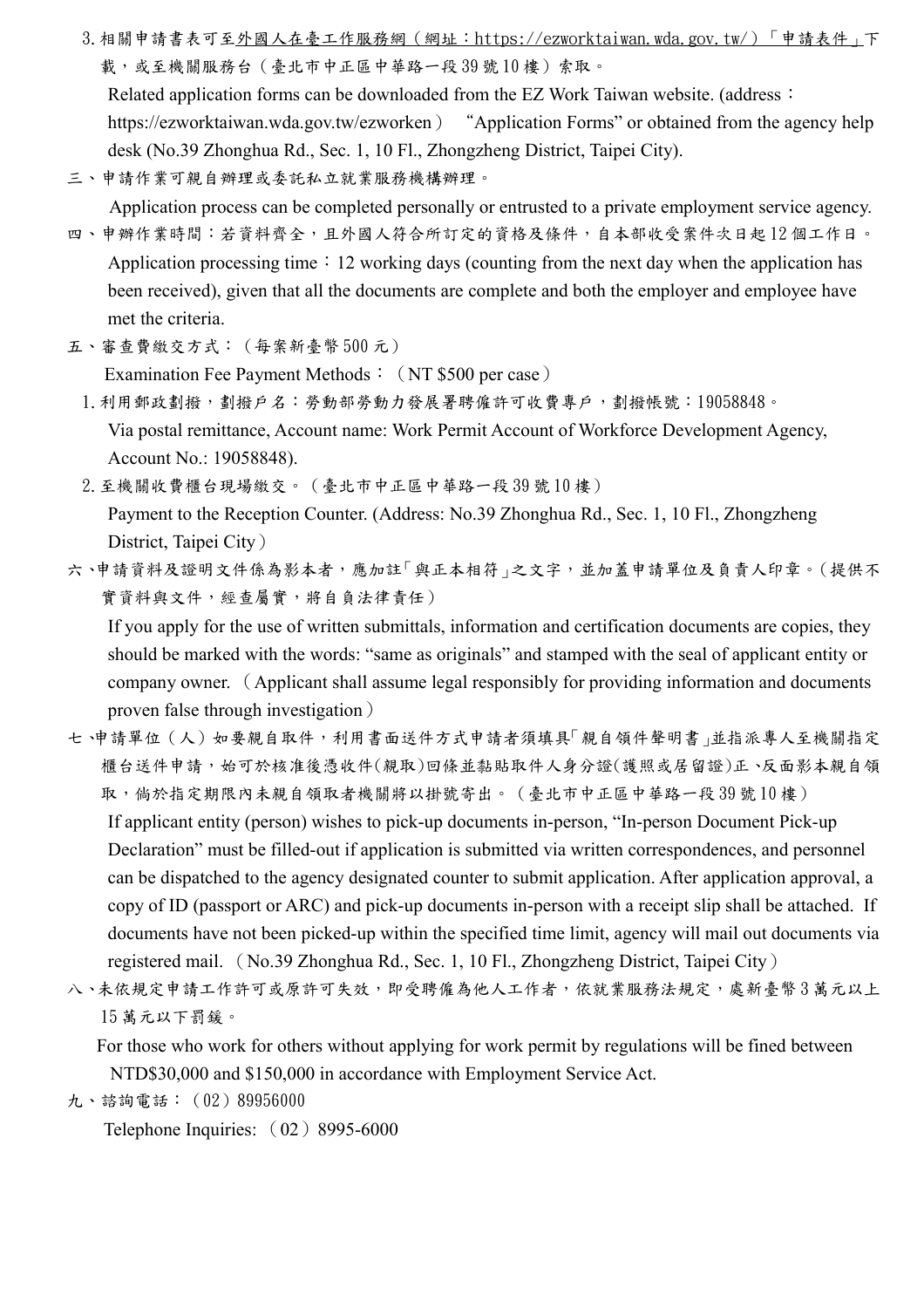3. 相關申請書表可至外國人在臺工作服務網（網址：https://ezworktaiwan.wda.gov.tw/）「申請表件」下載，或至機關服務台（臺北市中正區中華路一段 39 號 10 樓）索取。

Related application forms can be downloaded from the EZ Work Taiwan website. (address：https://ezworktaiwan.wda.gov.tw/ezworken） "Application Forms" or obtained from the agency help desk (No.39 Zhonghua Rd., Sec. 1, 10 Fl., Zhongzheng District, Taipei City).

三、申請作業可親自辦理或委託私立就業服務機構辦理。

Application process can be completed personally or entrusted to a private employment service agency.

四、申辦作業時間：若資料齊全，且外國人符合所訂定的資格及條件，自本部收受案件次日起 12 個工作日。

Application processing time：12 working days (counting from the next day when the application has been received), given that all the documents are complete and both the employer and employee have met the criteria.

五、審查費繳交方式：（每案新臺幣 500 元）

Examination Fee Payment Methods：（NT $500 per case）

1. 利用郵政劃撥，劃撥戶名：勞動部勞動力發展署聘僱許可收費專戶，劃撥帳號：19058848。

Via postal remittance, Account name: Work Permit Account of Workforce Development Agency, Account No.: 19058848).

2. 至機關收費櫃台現場繳交。（臺北市中正區中華路一段 39 號 10 樓）

Payment to the Reception Counter. (Address: No.39 Zhonghua Rd., Sec. 1, 10 Fl., Zhongzheng District, Taipei City）

六、申請資料及證明文件係為影本者，應加註「與正本相符」之文字，並加蓋申請單位及負責人印章。（提供不實資料與文件，經查屬實，將自負法律責任）

If you apply for the use of written submittals, information and certification documents are copies, they should be marked with the words: "same as originals" and stamped with the seal of applicant entity or company owner.（Applicant shall assume legal responsibly for providing information and documents proven false through investigation）

七、申請單位（人）如要親自取件，利用書面送件方式申請者須填具「親自領件聲明書」並指派專人至機關指定櫃台送件申請，始可於核准後憑收件(親取)回條並黏貼取件人身分證(護照或居留證)正、反面影本親自領取，倘於指定期限內未親自領取者機關將以掛號寄出。（臺北市中正區中華路一段 39 號 10 樓）

If applicant entity (person) wishes to pick-up documents in-person, "In-person Document Pick-up Declaration" must be filled-out if application is submitted via written correspondences, and personnel can be dispatched to the agency designated counter to submit application. After application approval, a copy of ID (passport or ARC) and pick-up documents in-person with a receipt slip shall be attached. If documents have not been picked-up within the specified time limit, agency will mail out documents via registered mail.（No.39 Zhonghua Rd., Sec. 1, 10 Fl., Zhongzheng District, Taipei City）

八、未依規定申請工作許可或原許可失效，即受聘僱為他人工作者，依就業服務法規定，處新臺幣 3 萬元以上 15 萬元以下罰鍰。

For those who work for others without applying for work permit by regulations will be fined between NTD$30,000 and $150,000 in accordance with Employment Service Act.

九、諮詢電話：（02）89956000

Telephone Inquiries:（02）8995-6000